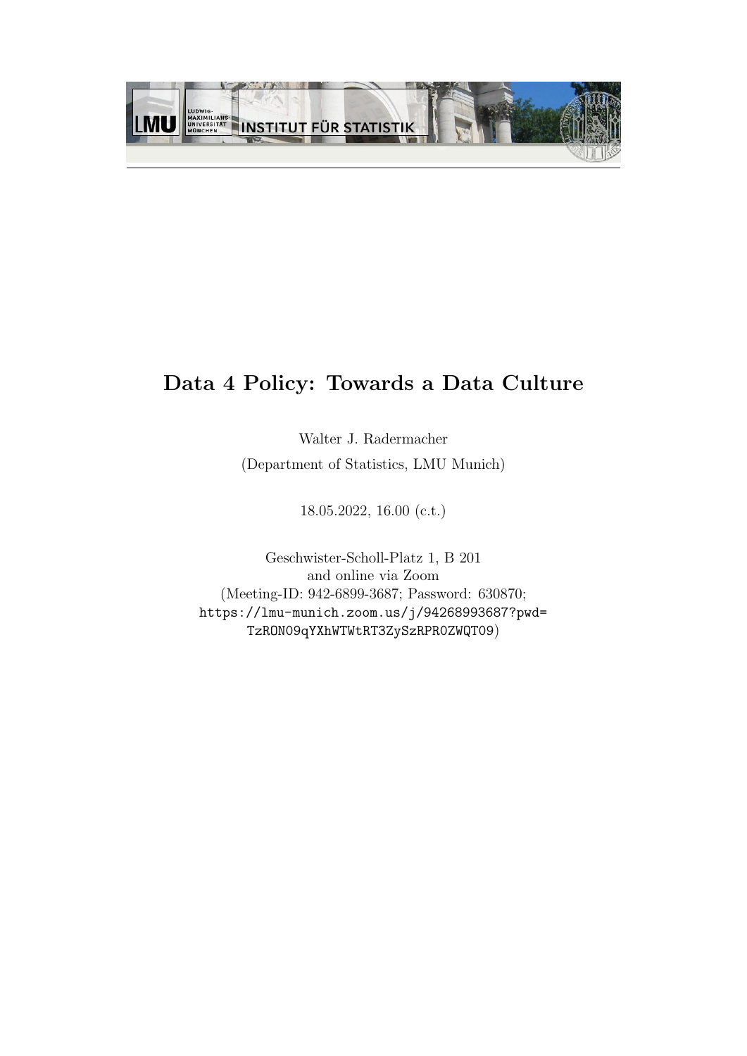LMU LUDWIG-MAXIMILIANS-UNIVERSITÄT MÜNCHEN INSTITUT FÜR STATISTIK

# Data 4 Policy: Towards a Data Culture

Walter J. Radermacher

(Department of Statistics, LMU Munich)

18.05.2022, 16.00 (c.t.)

Geschwister-Scholl-Platz 1, B 201
and online via Zoom
(Meeting-ID: 942-6899-3687; Password: 630870;
https://lmu-munich.zoom.us/j/94268993687?pwd=TzRON09qYXhWTWtRT3ZySzRPR0ZWQT09)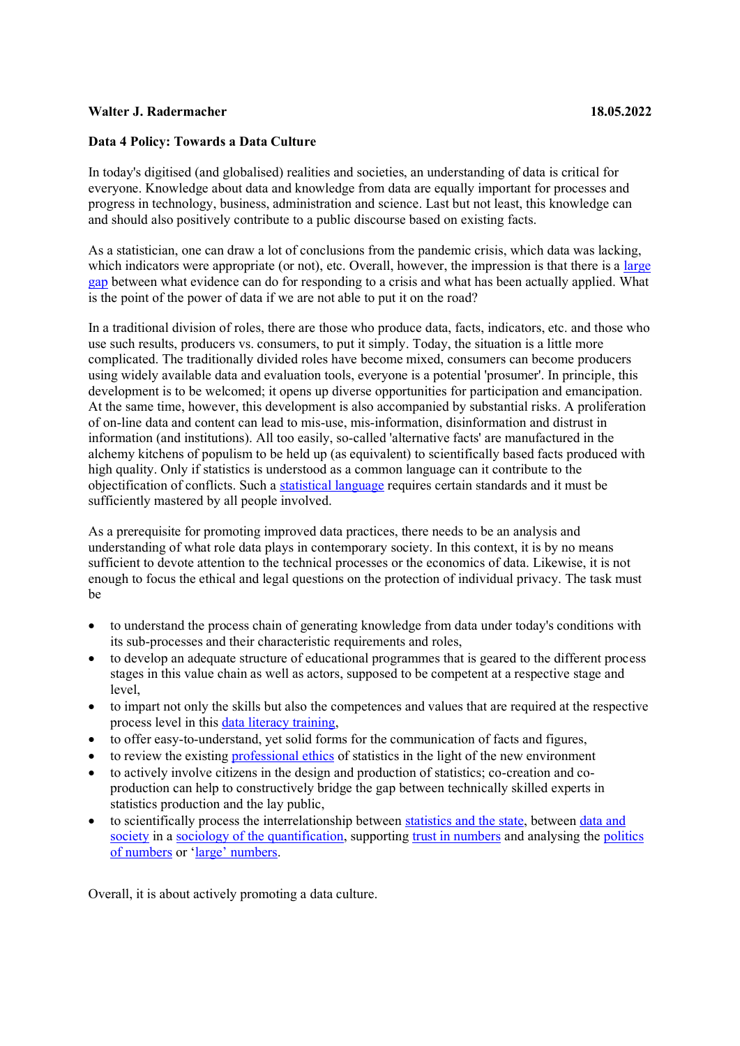**Walter J. Radermacher** **18.05.2022**

**Data 4 Policy: Towards a Data Culture**

In today's digitised (and globalised) realities and societies, an understanding of data is critical for everyone. Knowledge about data and knowledge from data are equally important for processes and progress in technology, business, administration and science. Last but not least, this knowledge can and should also positively contribute to a public discourse based on existing facts.

As a statistician, one can draw a lot of conclusions from the pandemic crisis, which data was lacking, which indicators were appropriate (or not), etc. Overall, however, the impression is that there is a large gap between what evidence can do for responding to a crisis and what has been actually applied. What is the point of the power of data if we are not able to put it on the road?

In a traditional division of roles, there are those who produce data, facts, indicators, etc. and those who use such results, producers vs. consumers, to put it simply. Today, the situation is a little more complicated. The traditionally divided roles have become mixed, consumers can become producers using widely available data and evaluation tools, everyone is a potential 'prosumer'. In principle, this development is to be welcomed; it opens up diverse opportunities for participation and emancipation. At the same time, however, this development is also accompanied by substantial risks. A proliferation of on-line data and content can lead to mis-use, mis-information, disinformation and distrust in information (and institutions). All too easily, so-called 'alternative facts' are manufactured in the alchemy kitchens of populism to be held up (as equivalent) to scientifically based facts produced with high quality. Only if statistics is understood as a common language can it contribute to the objectification of conflicts. Such a statistical language requires certain standards and it must be sufficiently mastered by all people involved.

As a prerequisite for promoting improved data practices, there needs to be an analysis and understanding of what role data plays in contemporary society. In this context, it is by no means sufficient to devote attention to the technical processes or the economics of data. Likewise, it is not enough to focus the ethical and legal questions on the protection of individual privacy. The task must be

- to understand the process chain of generating knowledge from data under today's conditions with its sub-processes and their characteristic requirements and roles,
- to develop an adequate structure of educational programmes that is geared to the different process stages in this value chain as well as actors, supposed to be competent at a respective stage and level,
- to impart not only the skills but also the competences and values that are required at the respective process level in this data literacy training,
- to offer easy-to-understand, yet solid forms for the communication of facts and figures,
- to review the existing professional ethics of statistics in the light of the new environment
- to actively involve citizens in the design and production of statistics; co-creation and co-production can help to constructively bridge the gap between technically skilled experts in statistics production and the lay public,
- to scientifically process the interrelationship between statistics and the state, between data and society in a sociology of the quantification, supporting trust in numbers and analysing the politics of numbers or 'large' numbers.

Overall, it is about actively promoting a data culture.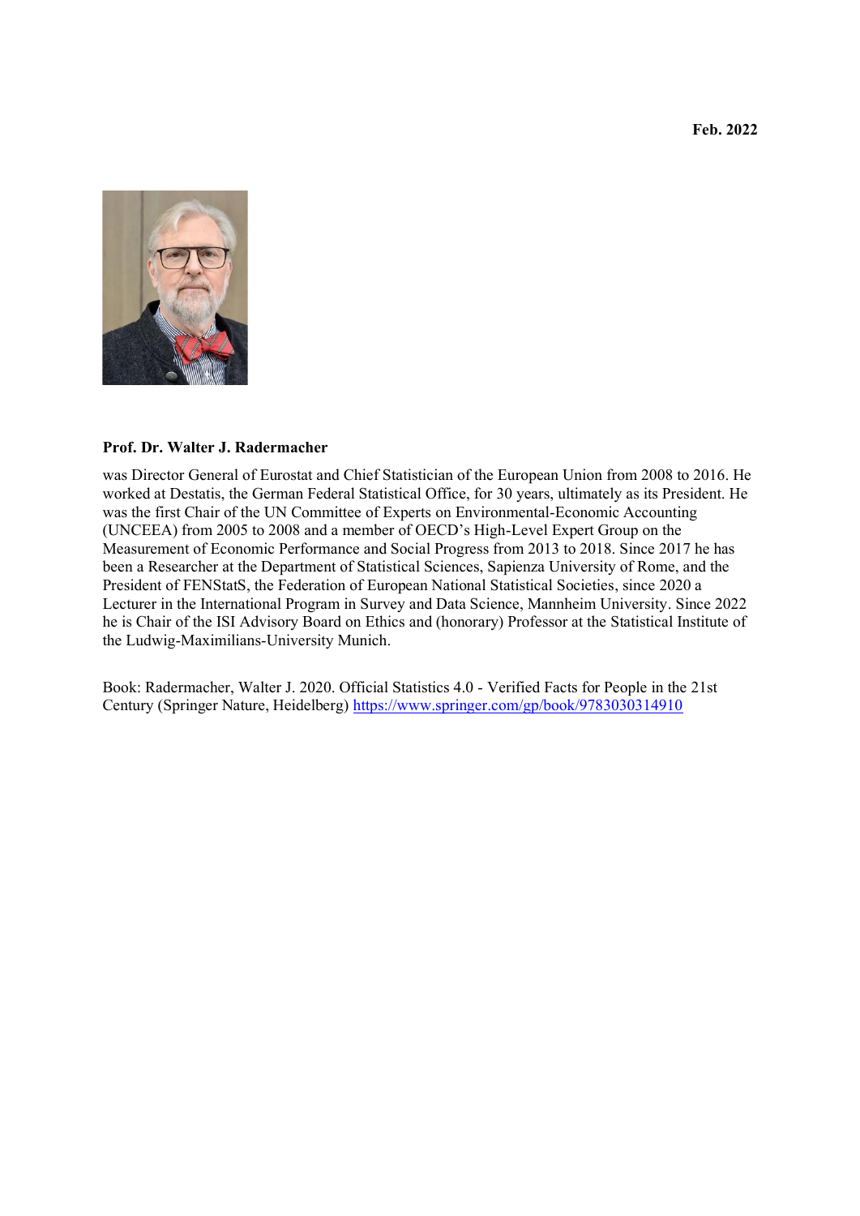Feb. 2022

**Prof. Dr. Walter J. Radermacher**

was Director General of Eurostat and Chief Statistician of the European Union from 2008 to 2016. He worked at Destatis, the German Federal Statistical Office, for 30 years, ultimately as its President. He was the first Chair of the UN Committee of Experts on Environmental-Economic Accounting (UNCEEA) from 2005 to 2008 and a member of OECD's High-Level Expert Group on the Measurement of Economic Performance and Social Progress from 2013 to 2018. Since 2017 he has been a Researcher at the Department of Statistical Sciences, Sapienza University of Rome, and the President of FENStatS, the Federation of European National Statistical Societies, since 2020 a Lecturer in the International Program in Survey and Data Science, Mannheim University. Since 2022 he is Chair of the ISI Advisory Board on Ethics and (honorary) Professor at the Statistical Institute of the Ludwig-Maximilians-University Munich.

Book: Radermacher, Walter J. 2020. Official Statistics 4.0 - Verified Facts for People in the 21st Century (Springer Nature, Heidelberg) https://www.springer.com/gp/book/9783030314910